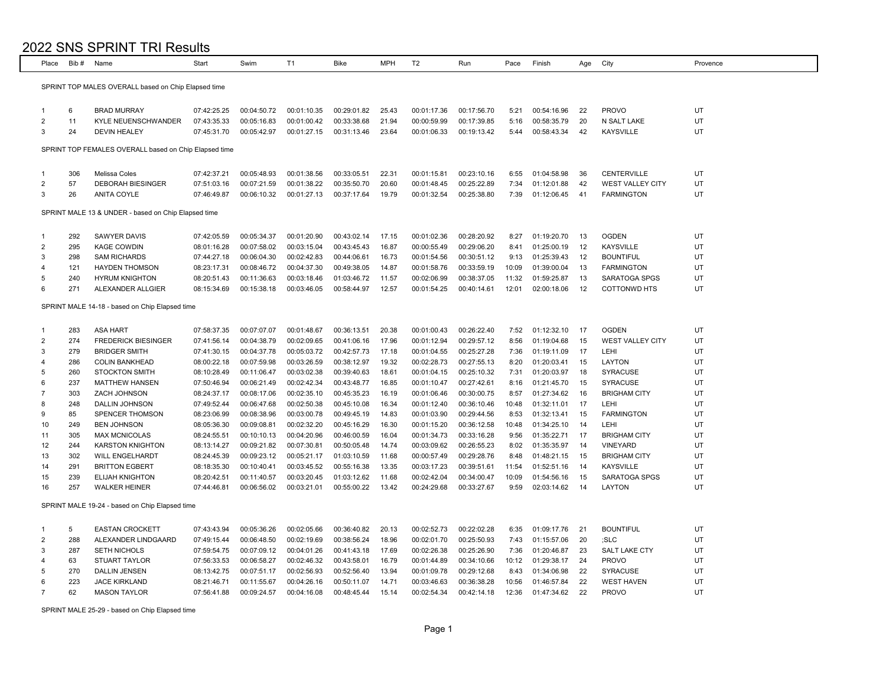# 2022 SNS SPRINT TRI Results

| Place | Bib # | Name | Start | Swim | T1 | Bike | MPH | T2 | Run | Pace | Finish | Age | City | Provence |
|---|---|---|---|---|---|---|---|---|---|---|---|---|---|---|
| SPRINT TOP MALES OVERALL based on Chip Elapsed time | | | | | | | | | | | | | | |
| 1 | 6 | BRAD MURRAY | 07:42:25.25 | 00:04:50.72 | 00:01:10.35 | 00:29:01.82 | 25.43 | 00:01:17.36 | 00:17:56.70 | 5:21 | 00:54:16.96 | 22 | PROVO | UT |
| 2 | 11 | KYLE NEUENSCHWANDER | 07:43:35.33 | 00:05:16.83 | 00:01:00.42 | 00:33:38.68 | 21.94 | 00:00:59.99 | 00:17:39.85 | 5:16 | 00:58:35.79 | 20 | N SALT LAKE | UT |
| 3 | 24 | DEVIN HEALEY | 07:45:31.70 | 00:05:42.97 | 00:01:27.15 | 00:31:13.46 | 23.64 | 00:01:06.33 | 00:19:13.42 | 5:44 | 00:58:43.34 | 42 | KAYSVILLE | UT |
| SPRINT TOP FEMALES OVERALL based on Chip Elapsed time | | | | | | | | | | | | | | |
| 1 | 306 | Melissa Coles | 07:42:37.21 | 00:05:48.93 | 00:01:38.56 | 00:33:05.51 | 22.31 | 00:01:15.81 | 00:23:10.16 | 6:55 | 01:04:58.98 | 36 | CENTERVILLE | UT |
| 2 | 57 | DEBORAH BIESINGER | 07:51:03.16 | 00:07:21.59 | 00:01:38.22 | 00:35:50.70 | 20.60 | 00:01:48.45 | 00:25:22.89 | 7:34 | 01:12:01.88 | 42 | WEST VALLEY CITY | UT |
| 3 | 26 | ANITA COYLE | 07:46:49.87 | 00:06:10.32 | 00:01:27.13 | 00:37:17.64 | 19.79 | 00:01:32.54 | 00:25:38.80 | 7:39 | 01:12:06.45 | 41 | FARMINGTON | UT |
| SPRINT MALE 13 & UNDER - based on Chip Elapsed time | | | | | | | | | | | | | | |
| 1 | 292 | SAWYER DAVIS | 07:42:05.59 | 00:05:34.37 | 00:01:20.90 | 00:43:02.14 | 17.15 | 00:01:02.36 | 00:28:20.92 | 8:27 | 01:19:20.70 | 13 | OGDEN | UT |
| 2 | 295 | KAGE COWDIN | 08:01:16.28 | 00:07:58.02 | 00:03:15.04 | 00:43:45.43 | 16.87 | 00:00:55.49 | 00:29:06.20 | 8:41 | 01:25:00.19 | 12 | KAYSVILLE | UT |
| 3 | 298 | SAM RICHARDS | 07:44:27.18 | 00:06:04.30 | 00:02:42.83 | 00:44:06.61 | 16.73 | 00:01:54.56 | 00:30:51.12 | 9:13 | 01:25:39.43 | 12 | BOUNTIFUL | UT |
| 4 | 121 | HAYDEN THOMSON | 08:23:17.31 | 00:08:46.72 | 00:04:37.30 | 00:49:38.05 | 14.87 | 00:01:58.76 | 00:33:59.19 | 10:09 | 01:39:00.04 | 13 | FARMINGTON | UT |
| 5 | 240 | HYRUM KNIGHTON | 08:20:51.43 | 00:11:36.63 | 00:03:18.46 | 01:03:46.72 | 11.57 | 00:02:06.99 | 00:38:37.05 | 11:32 | 01:59:25.87 | 13 | SARATOGA SPGS | UT |
| 6 | 271 | ALEXANDER ALLGIER | 08:15:34.69 | 00:15:38.18 | 00:03:46.05 | 00:58:44.97 | 12.57 | 00:01:54.25 | 00:40:14.61 | 12:01 | 02:00:18.06 | 12 | COTTONWD HTS | UT |
| SPRINT MALE 14-18 - based on Chip Elapsed time | | | | | | | | | | | | | | |
| 1 | 283 | ASA HART | 07:58:37.35 | 00:07:07.07 | 00:01:48.67 | 00:36:13.51 | 20.38 | 00:01:00.43 | 00:26:22.40 | 7:52 | 01:12:32.10 | 17 | OGDEN | UT |
| 2 | 274 | FREDERICK BIESINGER | 07:41:56.14 | 00:04:38.79 | 00:02:09.65 | 00:41:06.16 | 17.96 | 00:01:12.94 | 00:29:57.12 | 8:56 | 01:19:04.68 | 15 | WEST VALLEY CITY | UT |
| 3 | 279 | BRIDGER SMITH | 07:41:30.15 | 00:04:37.78 | 00:05:03.72 | 00:42:57.73 | 17.18 | 00:01:04.55 | 00:25:27.28 | 7:36 | 01:19:11.09 | 17 | LEHI | UT |
| 4 | 286 | COLIN BANKHEAD | 08:00:22.18 | 00:07:59.98 | 00:03:26.59 | 00:38:12.97 | 19.32 | 00:02:28.73 | 00:27:55.13 | 8:20 | 01:20:03.41 | 15 | LAYTON | UT |
| 5 | 260 | STOCKTON SMITH | 08:10:28.49 | 00:11:06.47 | 00:03:02.38 | 00:39:40.63 | 18.61 | 00:01:04.15 | 00:25:10.32 | 7:31 | 01:20:03.97 | 18 | SYRACUSE | UT |
| 6 | 237 | MATTHEW HANSEN | 07:50:46.94 | 00:06:21.49 | 00:02:42.34 | 00:43:48.77 | 16.85 | 00:01:10.47 | 00:27:42.61 | 8:16 | 01:21:45.70 | 15 | SYRACUSE | UT |
| 7 | 303 | ZACH JOHNSON | 08:24:37.17 | 00:08:17.06 | 00:02:35.10 | 00:45:35.23 | 16.19 | 00:01:06.46 | 00:30:00.75 | 8:57 | 01:27:34.62 | 16 | BRIGHAM CITY | UT |
| 8 | 248 | DALLIN JOHNSON | 07:49:52.44 | 00:06:47.68 | 00:02:50.38 | 00:45:10.08 | 16.34 | 00:01:12.40 | 00:36:10.46 | 10:48 | 01:32:11.01 | 17 | LEHI | UT |
| 9 | 85 | SPENCER THOMSON | 08:23:06.99 | 00:08:38.96 | 00:03:00.78 | 00:49:45.19 | 14.83 | 00:01:03.90 | 00:29:44.56 | 8:53 | 01:32:13.41 | 15 | FARMINGTON | UT |
| 10 | 249 | BEN JOHNSON | 08:05:36.30 | 00:09:08.81 | 00:02:32.20 | 00:45:16.29 | 16.30 | 00:01:15.20 | 00:36:12.58 | 10:48 | 01:34:25.10 | 14 | LEHI | UT |
| 11 | 305 | MAX MCNICOLAS | 08:24:55.51 | 00:10:10.13 | 00:04:20.96 | 00:46:00.59 | 16.04 | 00:01:34.73 | 00:33:16.28 | 9:56 | 01:35:22.71 | 17 | BRIGHAM CITY | UT |
| 12 | 244 | KARSTON KNIGHTON | 08:13:14.27 | 00:09:21.82 | 00:07:30.81 | 00:50:05.48 | 14.74 | 00:03:09.62 | 00:26:55.23 | 8:02 | 01:35:35.97 | 14 | VINEYARD | UT |
| 13 | 302 | WILL ENGELHARDT | 08:24:45.39 | 00:09:23.12 | 00:05:21.17 | 01:03:10.59 | 11.68 | 00:00:57.49 | 00:29:28.76 | 8:48 | 01:48:21.15 | 15 | BRIGHAM CITY | UT |
| 14 | 291 | BRITTON EGBERT | 08:18:35.30 | 00:10:40.41 | 00:03:45.52 | 00:55:16.38 | 13.35 | 00:03:17.23 | 00:39:51.61 | 11:54 | 01:52:51.16 | 14 | KAYSVILLE | UT |
| 15 | 239 | ELIJAH KNIGHTON | 08:20:42.51 | 00:11:40.57 | 00:03:20.45 | 01:03:12.62 | 11.68 | 00:02:42.04 | 00:34:00.47 | 10:09 | 01:54:56.16 | 15 | SARATOGA SPGS | UT |
| 16 | 257 | WALKER HEINER | 07:44:46.81 | 00:06:56.02 | 00:03:21.01 | 00:55:00.22 | 13.42 | 00:24:29.68 | 00:33:27.67 | 9:59 | 02:03:14.62 | 14 | LAYTON | UT |
| SPRINT MALE 19-24 - based on Chip Elapsed time | | | | | | | | | | | | | | |
| 1 | 5 | EASTAN CROCKETT | 07:43:43.94 | 00:05:36.26 | 00:02:05.66 | 00:36:40.82 | 20.13 | 00:02:52.73 | 00:22:02.28 | 6:35 | 01:09:17.76 | 21 | BOUNTIFUL | UT |
| 2 | 288 | ALEXANDER LINDGAARD | 07:49:15.44 | 00:06:48.50 | 00:02:19.69 | 00:38:56.24 | 18.96 | 00:02:01.70 | 00:25:50.93 | 7:43 | 01:15:57.06 | 20 | ;SLC | UT |
| 3 | 287 | SETH NICHOLS | 07:59:54.75 | 00:07:09.12 | 00:04:01.26 | 00:41:43.18 | 17.69 | 00:02:26.38 | 00:25:26.90 | 7:36 | 01:20:46.87 | 23 | SALT LAKE CTY | UT |
| 4 | 63 | STUART TAYLOR | 07:56:33.53 | 00:06:58.27 | 00:02:46.32 | 00:43:58.01 | 16.79 | 00:01:44.89 | 00:34:10.66 | 10:12 | 01:29:38.17 | 24 | PROVO | UT |
| 5 | 270 | DALLIN JENSEN | 08:13:42.75 | 00:07:51.17 | 00:02:56.93 | 00:52:56.40 | 13.94 | 00:01:09.78 | 00:29:12.68 | 8:43 | 01:34:06.98 | 22 | SYRACUSE | UT |
| 6 | 223 | JACE KIRKLAND | 08:21:46.71 | 00:11:55.67 | 00:04:26.16 | 00:50:11.07 | 14.71 | 00:03:46.63 | 00:36:38.28 | 10:56 | 01:46:57.84 | 22 | WEST HAVEN | UT |
| 7 | 62 | MASON TAYLOR | 07:56:41.88 | 00:09:24.57 | 00:04:16.08 | 00:48:45.44 | 15.14 | 00:02:54.34 | 00:42:14.18 | 12:36 | 01:47:34.62 | 22 | PROVO | UT |
| SPRINT MALE 25-29 - based on Chip Elapsed time | | | | | | | | | | | | | | |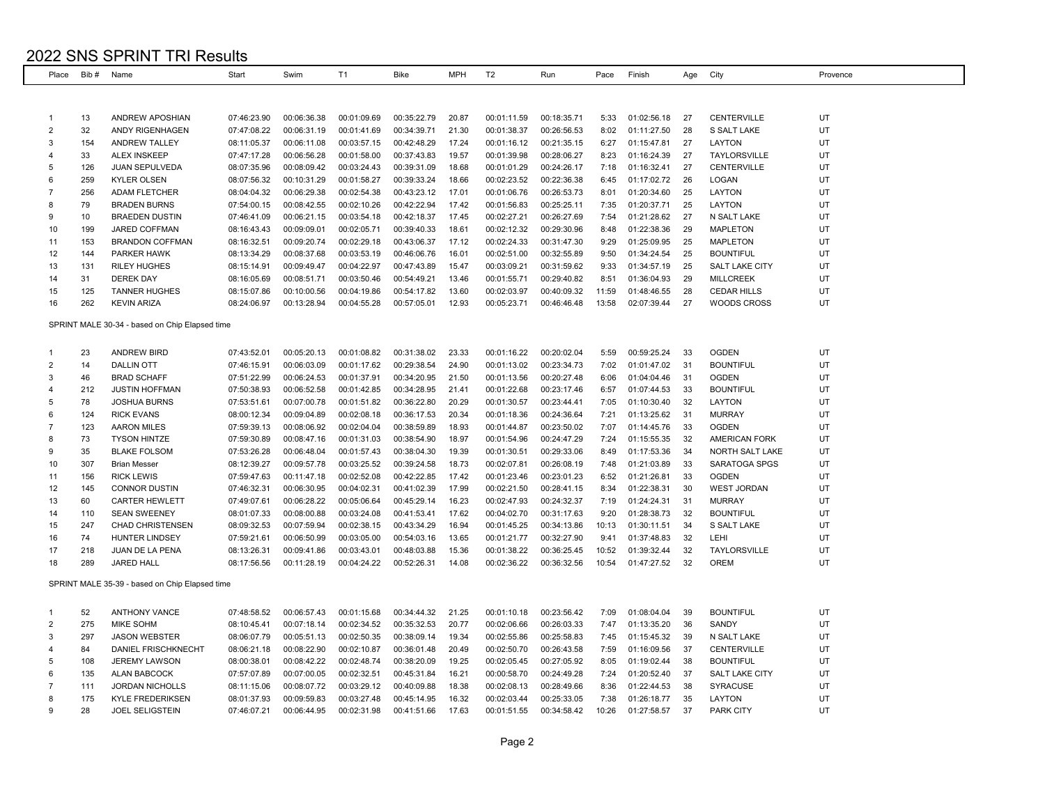# 2022 SNS SPRINT TRI Results

| Place | Bib # | Name | Start | Swim | T1 | Bike | MPH | T2 | Run | Pace | Finish | Age | City | Provence |
|---|---|---|---|---|---|---|---|---|---|---|---|---|---|---|
| 1 | 13 | ANDREW APOSHIAN | 07:46:23.90 | 00:06:36.38 | 00:01:09.69 | 00:35:22.79 | 20.87 | 00:01:11.59 | 00:18:35.71 | 5:33 | 01:02:56.18 | 27 | CENTERVILLE | UT |
| 2 | 32 | ANDY RIGENHAGEN | 07:47:08.22 | 00:06:31.19 | 00:01:41.69 | 00:34:39.71 | 21.30 | 00:01:38.37 | 00:26:56.53 | 8:02 | 01:11:27.50 | 28 | S SALT LAKE | UT |
| 3 | 154 | ANDREW TALLEY | 08:11:05.37 | 00:06:11.08 | 00:03:57.15 | 00:42:48.29 | 17.24 | 00:01:16.12 | 00:21:35.15 | 6:27 | 01:15:47.81 | 27 | LAYTON | UT |
| 4 | 33 | ALEX INSKEEP | 07:47:17.28 | 00:06:56.28 | 00:01:58.00 | 00:37:43.83 | 19.57 | 00:01:39.98 | 00:28:06.27 | 8:23 | 01:16:24.39 | 27 | TAYLORSVILLE | UT |
| 5 | 126 | JUAN SEPULVEDA | 08:07:35.96 | 00:08:09.42 | 00:03:24.43 | 00:39:31.09 | 18.68 | 00:01:01.29 | 00:24:26.17 | 7:18 | 01:16:32.41 | 27 | CENTERVILLE | UT |
| 6 | 259 | KYLER OLSEN | 08:07:56.32 | 00:10:31.29 | 00:01:58.27 | 00:39:33.24 | 18.66 | 00:02:23.52 | 00:22:36.38 | 6:45 | 01:17:02.72 | 26 | LOGAN | UT |
| 7 | 256 | ADAM FLETCHER | 08:04:04.32 | 00:06:29.38 | 00:02:54.38 | 00:43:23.12 | 17.01 | 00:01:06.76 | 00:26:53.73 | 8:01 | 01:20:34.60 | 25 | LAYTON | UT |
| 8 | 79 | BRADEN BURNS | 07:54:00.15 | 00:08:42.55 | 00:02:10.26 | 00:42:22.94 | 17.42 | 00:01:56.83 | 00:25:25.11 | 7:35 | 01:20:37.71 | 25 | LAYTON | UT |
| 9 | 10 | BRAEDEN DUSTIN | 07:46:41.09 | 00:06:21.15 | 00:03:54.18 | 00:42:18.37 | 17.45 | 00:02:27.21 | 00:26:27.69 | 7:54 | 01:21:28.62 | 27 | N SALT LAKE | UT |
| 10 | 199 | JARED COFFMAN | 08:16:43.43 | 00:09:09.01 | 00:02:05.71 | 00:39:40.33 | 18.61 | 00:02:12.32 | 00:29:30.96 | 8:48 | 01:22:38.36 | 29 | MAPLETON | UT |
| 11 | 153 | BRANDON COFFMAN | 08:16:32.51 | 00:09:20.74 | 00:02:29.18 | 00:43:06.37 | 17.12 | 00:02:24.33 | 00:31:47.30 | 9:29 | 01:25:09.95 | 25 | MAPLETON | UT |
| 12 | 144 | PARKER HAWK | 08:13:34.29 | 00:08:37.68 | 00:03:53.19 | 00:46:06.76 | 16.01 | 00:02:51.00 | 00:32:55.89 | 9:50 | 01:34:24.54 | 25 | BOUNTIFUL | UT |
| 13 | 131 | RILEY HUGHES | 08:15:14.91 | 00:09:49.47 | 00:04:22.97 | 00:47:43.89 | 15.47 | 00:03:09.21 | 00:31:59.62 | 9:33 | 01:34:57.19 | 25 | SALT LAKE CITY | UT |
| 14 | 31 | DEREK DAY | 08:16:05.69 | 00:08:51.71 | 00:03:50.46 | 00:54:49.21 | 13.46 | 00:01:55.71 | 00:29:40.82 | 8:51 | 01:36:04.93 | 29 | MILLCREEK | UT |
| 15 | 125 | TANNER HUGHES | 08:15:07.86 | 00:10:00.56 | 00:04:19.86 | 00:54:17.82 | 13.60 | 00:02:03.97 | 00:40:09.32 | 11:59 | 01:48:46.55 | 28 | CEDAR HILLS | UT |
| 16 | 262 | KEVIN ARIZA | 08:24:06.97 | 00:13:28.94 | 00:04:55.28 | 00:57:05.01 | 12.93 | 00:05:23.71 | 00:46:46.48 | 13:58 | 02:07:39.44 | 27 | WOODS CROSS | UT |

SPRINT MALE 30-34 - based on Chip Elapsed time

| Place | Bib # | Name | Start | Swim | T1 | Bike | MPH | T2 | Run | Pace | Finish | Age | City | Provence |
|---|---|---|---|---|---|---|---|---|---|---|---|---|---|---|
| 1 | 23 | ANDREW BIRD | 07:43:52.01 | 00:05:20.13 | 00:01:08.82 | 00:31:38.02 | 23.33 | 00:01:16.22 | 00:20:02.04 | 5:59 | 00:59:25.24 | 33 | OGDEN | UT |
| 2 | 14 | DALLIN OTT | 07:46:15.91 | 00:06:03.09 | 00:01:17.62 | 00:29:38.54 | 24.90 | 00:01:13.02 | 00:23:34.73 | 7:02 | 01:01:47.02 | 31 | BOUNTIFUL | UT |
| 3 | 46 | BRAD SCHAFF | 07:51:22.99 | 00:06:24.53 | 00:01:37.91 | 00:34:20.95 | 21.50 | 00:01:13.56 | 00:20:27.48 | 6:06 | 01:04:04.46 | 31 | OGDEN | UT |
| 4 | 212 | JUSTIN HOFFMAN | 07:50:38.93 | 00:06:52.58 | 00:01:42.85 | 00:34:28.95 | 21.41 | 00:01:22.68 | 00:23:17.46 | 6:57 | 01:07:44.53 | 33 | BOUNTIFUL | UT |
| 5 | 78 | JOSHUA BURNS | 07:53:51.61 | 00:07:00.78 | 00:01:51.82 | 00:36:22.80 | 20.29 | 00:01:30.57 | 00:23:44.41 | 7:05 | 01:10:30.40 | 32 | LAYTON | UT |
| 6 | 124 | RICK EVANS | 08:00:12.34 | 00:09:04.89 | 00:02:08.18 | 00:36:17.53 | 20.34 | 00:01:18.36 | 00:24:36.64 | 7:21 | 01:13:25.62 | 31 | MURRAY | UT |
| 7 | 123 | AARON MILES | 07:59:39.13 | 00:08:06.92 | 00:02:04.04 | 00:38:59.89 | 18.93 | 00:01:44.87 | 00:23:50.02 | 7:07 | 01:14:45.76 | 33 | OGDEN | UT |
| 8 | 73 | TYSON HINTZE | 07:59:30.89 | 00:08:47.16 | 00:01:31.03 | 00:38:54.90 | 18.97 | 00:01:54.96 | 00:24:47.29 | 7:24 | 01:15:55.35 | 32 | AMERICAN FORK | UT |
| 9 | 35 | BLAKE FOLSOM | 07:53:26.28 | 00:06:48.04 | 00:01:57.43 | 00:38:04.30 | 19.39 | 00:01:30.51 | 00:29:33.06 | 8:49 | 01:17:53.36 | 34 | NORTH SALT LAKE | UT |
| 10 | 307 | Brian Messer | 08:12:39.27 | 00:09:57.78 | 00:03:25.52 | 00:39:24.58 | 18.73 | 00:02:07.81 | 00:26:08.19 | 7:48 | 01:21:03.89 | 33 | SARATOGA SPGS | UT |
| 11 | 156 | RICK LEWIS | 07:59:47.63 | 00:11:47.18 | 00:02:52.08 | 00:42:22.85 | 17.42 | 00:01:23.46 | 00:23:01.23 | 6:52 | 01:21:26.81 | 33 | OGDEN | UT |
| 12 | 145 | CONNOR DUSTIN | 07:46:32.31 | 00:06:30.95 | 00:04:02.31 | 00:41:02.39 | 17.99 | 00:02:21.50 | 00:28:41.15 | 8:34 | 01:22:38.31 | 30 | WEST JORDAN | UT |
| 13 | 60 | CARTER HEWLETT | 07:49:07.61 | 00:06:28.22 | 00:05:06.64 | 00:45:29.14 | 16.23 | 00:02:47.93 | 00:24:32.37 | 7:19 | 01:24:24.31 | 31 | MURRAY | UT |
| 14 | 110 | SEAN SWEENEY | 08:01:07.33 | 00:08:00.88 | 00:03:24.08 | 00:41:53.41 | 17.62 | 00:04:02.70 | 00:31:17.63 | 9:20 | 01:28:38.73 | 32 | BOUNTIFUL | UT |
| 15 | 247 | CHAD CHRISTENSEN | 08:09:32.53 | 00:07:59.94 | 00:02:38.15 | 00:43:34.29 | 16.94 | 00:01:45.25 | 00:34:13.86 | 10:13 | 01:30:11.51 | 34 | S SALT LAKE | UT |
| 16 | 74 | HUNTER LINDSEY | 07:59:21.61 | 00:06:50.99 | 00:03:05.00 | 00:54:03.16 | 13.65 | 00:01:21.77 | 00:32:27.90 | 9:41 | 01:37:48.83 | 32 | LEHI | UT |
| 17 | 218 | JUAN DE LA PENA | 08:13:26.31 | 00:09:41.86 | 00:03:43.01 | 00:48:03.88 | 15.36 | 00:01:38.22 | 00:36:25.45 | 10:52 | 01:39:32.44 | 32 | TAYLORSVILLE | UT |
| 18 | 289 | JARED HALL | 08:17:56.56 | 00:11:28.19 | 00:04:24.22 | 00:52:26.31 | 14.08 | 00:02:36.22 | 00:36:32.56 | 10:54 | 01:47:27.52 | 32 | OREM | UT |

SPRINT MALE 35-39 - based on Chip Elapsed time

| Place | Bib # | Name | Start | Swim | T1 | Bike | MPH | T2 | Run | Pace | Finish | Age | City | Provence |
|---|---|---|---|---|---|---|---|---|---|---|---|---|---|---|
| 1 | 52 | ANTHONY VANCE | 07:48:58.52 | 00:06:57.43 | 00:01:15.68 | 00:34:44.32 | 21.25 | 00:01:10.18 | 00:23:56.42 | 7:09 | 01:08:04.04 | 39 | BOUNTIFUL | UT |
| 2 | 275 | MIKE SOHM | 08:10:45.41 | 00:07:18.14 | 00:02:34.52 | 00:35:32.53 | 20.77 | 00:02:06.66 | 00:26:03.33 | 7:47 | 01:13:35.20 | 36 | SANDY | UT |
| 3 | 297 | JASON WEBSTER | 08:06:07.79 | 00:05:51.13 | 00:02:50.35 | 00:38:09.14 | 19.34 | 00:02:55.86 | 00:25:58.83 | 7:45 | 01:15:45.32 | 39 | N SALT LAKE | UT |
| 4 | 84 | DANIEL FRISCHKNECHT | 08:06:21.18 | 00:08:22.90 | 00:02:10.87 | 00:36:01.48 | 20.49 | 00:02:50.70 | 00:26:43.58 | 7:59 | 01:16:09.56 | 37 | CENTERVILLE | UT |
| 5 | 108 | JEREMY LAWSON | 08:00:38.01 | 00:08:42.22 | 00:02:48.74 | 00:38:20.09 | 19.25 | 00:02:05.45 | 00:27:05.92 | 8:05 | 01:19:02.44 | 38 | BOUNTIFUL | UT |
| 6 | 135 | ALAN BABCOCK | 07:57:07.89 | 00:07:00.05 | 00:02:32.51 | 00:45:31.84 | 16.21 | 00:00:58.70 | 00:24:49.28 | 7:24 | 01:20:52.40 | 37 | SALT LAKE CITY | UT |
| 7 | 111 | JORDAN NICHOLLS | 08:11:15.06 | 00:08:07.72 | 00:03:29.12 | 00:40:09.88 | 18.38 | 00:02:08.13 | 00:28:49.66 | 8:36 | 01:22:44.53 | 38 | SYRACUSE | UT |
| 8 | 175 | KYLE FREDERIKSEN | 08:01:37.93 | 00:09:59.83 | 00:03:27.48 | 00:45:14.95 | 16.32 | 00:02:03.44 | 00:25:33.05 | 7:38 | 01:26:18.77 | 35 | LAYTON | UT |
| 9 | 28 | JOEL SELIGSTEIN | 07:46:07.21 | 00:06:44.95 | 00:02:31.98 | 00:41:51.66 | 17.63 | 00:01:51.55 | 00:34:58.42 | 10:26 | 01:27:58.57 | 37 | PARK CITY | UT |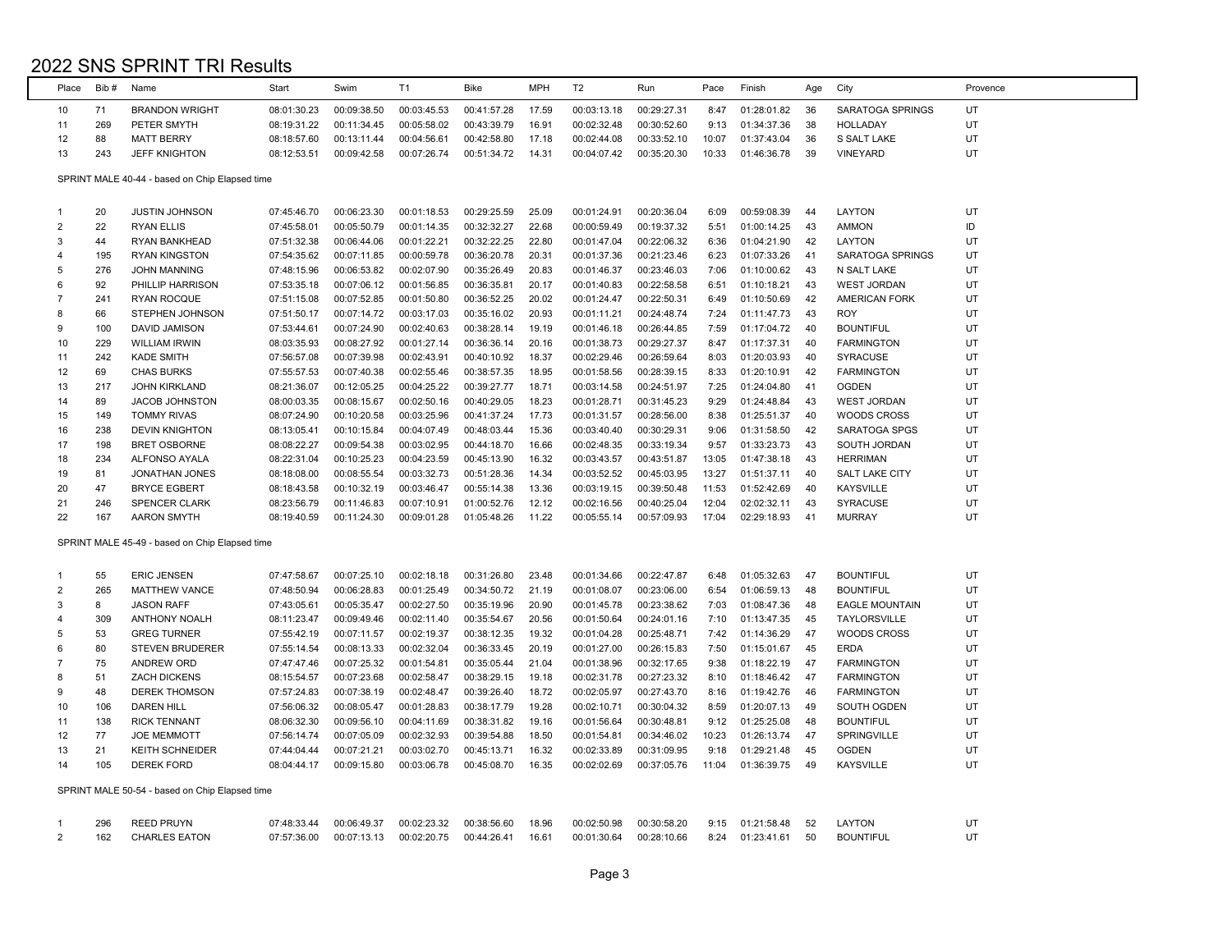# 2022 SNS SPRINT TRI Results

| Place | Bib # | Name | Start | Swim | T1 | Bike | MPH | T2 | Run | Pace | Finish | Age | City | Provence |
|---|---|---|---|---|---|---|---|---|---|---|---|---|---|---|
| 10 | 71 | BRANDON WRIGHT | 08:01:30.23 | 00:09:38.50 | 00:03:45.53 | 00:41:57.28 | 17.59 | 00:03:13.18 | 00:29:27.31 | 8:47 | 01:28:01.82 | 36 | SARATOGA SPRINGS | UT |
| 11 | 269 | PETER SMYTH | 08:19:31.22 | 00:11:34.45 | 00:05:58.02 | 00:43:39.79 | 16.91 | 00:02:32.48 | 00:30:52.60 | 9:13 | 01:34:37.36 | 38 | HOLLADAY | UT |
| 12 | 88 | MATT BERRY | 08:18:57.60 | 00:13:11.44 | 00:04:56.61 | 00:42:58.80 | 17.18 | 00:02:44.08 | 00:33:52.10 | 10:07 | 01:37:43.04 | 36 | S SALT LAKE | UT |
| 13 | 243 | JEFF KNIGHTON | 08:12:53.51 | 00:09:42.58 | 00:07:26.74 | 00:51:34.72 | 14.31 | 00:04:07.42 | 00:35:20.30 | 10:33 | 01:46:36.78 | 39 | VINEYARD | UT |

SPRINT MALE 40-44 - based on Chip Elapsed time

| Place | Bib # | Name | Start | Swim | T1 | Bike | MPH | T2 | Run | Pace | Finish | Age | City | Provence |
|---|---|---|---|---|---|---|---|---|---|---|---|---|---|---|
| 1 | 20 | JUSTIN JOHNSON | 07:45:46.70 | 00:06:23.30 | 00:01:18.53 | 00:29:25.59 | 25.09 | 00:01:24.91 | 00:20:36.04 | 6:09 | 00:59:08.39 | 44 | LAYTON | UT |
| 2 | 22 | RYAN ELLIS | 07:45:58.01 | 00:05:50.79 | 00:01:14.35 | 00:32:32.27 | 22.68 | 00:00:59.49 | 00:19:37.32 | 5:51 | 01:00:14.25 | 43 | AMMON | ID |
| 3 | 44 | RYAN BANKHEAD | 07:51:32.38 | 00:06:44.06 | 00:01:22.21 | 00:32:22.25 | 22.80 | 00:01:47.04 | 00:22:06.32 | 6:36 | 01:04:21.90 | 42 | LAYTON | UT |
| 4 | 195 | RYAN KINGSTON | 07:54:35.62 | 00:07:11.85 | 00:00:59.78 | 00:36:20.78 | 20.31 | 00:01:37.36 | 00:21:23.46 | 6:23 | 01:07:33.26 | 41 | SARATOGA SPRINGS | UT |
| 5 | 276 | JOHN MANNING | 07:48:15.96 | 00:06:53.82 | 00:02:07.90 | 00:35:26.49 | 20.83 | 00:01:46.37 | 00:23:46.03 | 7:06 | 01:10:00.62 | 43 | N SALT LAKE | UT |
| 6 | 92 | PHILLIP HARRISON | 07:53:35.18 | 00:07:06.12 | 00:01:56.85 | 00:36:35.81 | 20.17 | 00:01:40.83 | 00:22:58.58 | 6:51 | 01:10:18.21 | 43 | WEST JORDAN | UT |
| 7 | 241 | RYAN ROCQUE | 07:51:15.08 | 00:07:52.85 | 00:01:50.80 | 00:36:52.25 | 20.02 | 00:01:24.47 | 00:22:50.31 | 6:49 | 01:10:50.69 | 42 | AMERICAN FORK | UT |
| 8 | 66 | STEPHEN JOHNSON | 07:51:50.17 | 00:07:14.72 | 00:03:17.03 | 00:35:16.02 | 20.93 | 00:01:11.21 | 00:24:48.74 | 7:24 | 01:11:47.73 | 43 | ROY | UT |
| 9 | 100 | DAVID JAMISON | 07:53:44.61 | 00:07:24.90 | 00:02:40.63 | 00:38:28.14 | 19.19 | 00:01:46.18 | 00:26:44.85 | 7:59 | 01:17:04.72 | 40 | BOUNTIFUL | UT |
| 10 | 229 | WILLIAM IRWIN | 08:03:35.93 | 00:08:27.92 | 00:01:27.14 | 00:36:36.14 | 20.16 | 00:01:38.73 | 00:29:27.37 | 8:47 | 01:17:37.31 | 40 | FARMINGTON | UT |
| 11 | 242 | KADE SMITH | 07:56:57.08 | 00:07:39.98 | 00:02:43.91 | 00:40:10.92 | 18.37 | 00:02:29.46 | 00:26:59.64 | 8:03 | 01:20:03.93 | 40 | SYRACUSE | UT |
| 12 | 69 | CHAS BURKS | 07:55:57.53 | 00:07:40.38 | 00:02:55.46 | 00:38:57.35 | 18.95 | 00:01:58.56 | 00:28:39.15 | 8:33 | 01:20:10.91 | 42 | FARMINGTON | UT |
| 13 | 217 | JOHN KIRKLAND | 08:21:36.07 | 00:12:05.25 | 00:04:25.22 | 00:39:27.77 | 18.71 | 00:03:14.58 | 00:24:51.97 | 7:25 | 01:24:04.80 | 41 | OGDEN | UT |
| 14 | 89 | JACOB JOHNSTON | 08:00:03.35 | 00:08:15.67 | 00:02:50.16 | 00:40:29.05 | 18.23 | 00:01:28.71 | 00:31:45.23 | 9:29 | 01:24:48.84 | 43 | WEST JORDAN | UT |
| 15 | 149 | TOMMY RIVAS | 08:07:24.90 | 00:10:20.58 | 00:03:25.96 | 00:41:37.24 | 17.73 | 00:01:31.57 | 00:28:56.00 | 8:38 | 01:25:51.37 | 40 | WOODS CROSS | UT |
| 16 | 238 | DEVIN KNIGHTON | 08:13:05.41 | 00:10:15.84 | 00:04:07.49 | 00:48:03.44 | 15.36 | 00:03:40.40 | 00:30:29.31 | 9:06 | 01:31:58.50 | 42 | SARATOGA SPGS | UT |
| 17 | 198 | BRET OSBORNE | 08:08:22.27 | 00:09:54.38 | 00:03:02.95 | 00:44:18.70 | 16.66 | 00:02:48.35 | 00:33:19.34 | 9:57 | 01:33:23.73 | 43 | SOUTH JORDAN | UT |
| 18 | 234 | ALFONSO AYALA | 08:22:31.04 | 00:10:25.23 | 00:04:23.59 | 00:45:13.90 | 16.32 | 00:03:43.57 | 00:43:51.87 | 13:05 | 01:47:38.18 | 43 | HERRIMAN | UT |
| 19 | 81 | JONATHAN JONES | 08:18:08.00 | 00:08:55.54 | 00:03:32.73 | 00:51:28.36 | 14.34 | 00:03:52.52 | 00:45:03.95 | 13:27 | 01:51:37.11 | 40 | SALT LAKE CITY | UT |
| 20 | 47 | BRYCE EGBERT | 08:18:43.58 | 00:10:32.19 | 00:03:46.47 | 00:55:14.38 | 13.36 | 00:03:19.15 | 00:39:50.48 | 11:53 | 01:52:42.69 | 40 | KAYSVILLE | UT |
| 21 | 246 | SPENCER CLARK | 08:23:56.79 | 00:11:46.83 | 00:07:10.91 | 01:00:52.76 | 12.12 | 00:02:16.56 | 00:40:25.04 | 12:04 | 02:02:32.11 | 43 | SYRACUSE | UT |
| 22 | 167 | AARON SMYTH | 08:19:40.59 | 00:11:24.30 | 00:09:01.28 | 01:05:48.26 | 11.22 | 00:05:55.14 | 00:57:09.93 | 17:04 | 02:29:18.93 | 41 | MURRAY | UT |

SPRINT MALE 45-49 - based on Chip Elapsed time

| Place | Bib # | Name | Start | Swim | T1 | Bike | MPH | T2 | Run | Pace | Finish | Age | City | Provence |
|---|---|---|---|---|---|---|---|---|---|---|---|---|---|---|
| 1 | 55 | ERIC JENSEN | 07:47:58.67 | 00:07:25.10 | 00:02:18.18 | 00:31:26.80 | 23.48 | 00:01:34.66 | 00:22:47.87 | 6:48 | 01:05:32.63 | 47 | BOUNTIFUL | UT |
| 2 | 265 | MATTHEW VANCE | 07:48:50.94 | 00:06:28.83 | 00:01:25.49 | 00:34:50.72 | 21.19 | 00:01:08.07 | 00:23:06.00 | 6:54 | 01:06:59.13 | 48 | BOUNTIFUL | UT |
| 3 | 8 | JASON RAFF | 07:43:05.61 | 00:05:35.47 | 00:02:27.50 | 00:35:19.96 | 20.90 | 00:01:45.78 | 00:23:38.62 | 7:03 | 01:08:47.36 | 48 | EAGLE MOUNTAIN | UT |
| 4 | 309 | ANTHONY NOALH | 08:11:23.47 | 00:09:49.46 | 00:02:11.40 | 00:35:54.67 | 20.56 | 00:01:50.64 | 00:24:01.16 | 7:10 | 01:13:47.35 | 45 | TAYLORSVILLE | UT |
| 5 | 53 | GREG TURNER | 07:55:42.19 | 00:07:11.57 | 00:02:19.37 | 00:38:12.35 | 19.32 | 00:01:04.28 | 00:25:48.71 | 7:42 | 01:14:36.29 | 47 | WOODS CROSS | UT |
| 6 | 80 | STEVEN BRUDERER | 07:55:14.54 | 00:08:13.33 | 00:02:32.04 | 00:36:33.45 | 20.19 | 00:01:27.00 | 00:26:15.83 | 7:50 | 01:15:01.67 | 45 | ERDA | UT |
| 7 | 75 | ANDREW ORD | 07:47:47.46 | 00:07:25.32 | 00:01:54.81 | 00:35:05.44 | 21.04 | 00:01:38.96 | 00:32:17.65 | 9:38 | 01:18:22.19 | 47 | FARMINGTON | UT |
| 8 | 51 | ZACH DICKENS | 08:15:54.57 | 00:07:23.68 | 00:02:58.47 | 00:38:29.15 | 19.18 | 00:02:31.78 | 00:27:23.32 | 8:10 | 01:18:46.42 | 47 | FARMINGTON | UT |
| 9 | 48 | DEREK THOMSON | 07:57:24.83 | 00:07:38.19 | 00:02:48.47 | 00:39:26.40 | 18.72 | 00:02:05.97 | 00:27:43.70 | 8:16 | 01:19:42.76 | 46 | FARMINGTON | UT |
| 10 | 106 | DAREN HILL | 07:56:06.32 | 00:08:05.47 | 00:01:28.83 | 00:38:17.79 | 19.28 | 00:02:10.71 | 00:30:04.32 | 8:59 | 01:20:07.13 | 49 | SOUTH OGDEN | UT |
| 11 | 138 | RICK TENNANT | 08:06:32.30 | 00:09:56.10 | 00:04:11.69 | 00:38:31.82 | 19.16 | 00:01:56.64 | 00:30:48.81 | 9:12 | 01:25:25.08 | 48 | BOUNTIFUL | UT |
| 12 | 77 | JOE MEMMOTT | 07:56:14.74 | 00:07:05.09 | 00:02:32.93 | 00:39:54.88 | 18.50 | 00:01:54.81 | 00:34:46.02 | 10:23 | 01:26:13.74 | 47 | SPRINGVILLE | UT |
| 13 | 21 | KEITH SCHNEIDER | 07:44:04.44 | 00:07:21.21 | 00:03:02.70 | 00:45:13.71 | 16.32 | 00:02:33.89 | 00:31:09.95 | 9:18 | 01:29:21.48 | 45 | OGDEN | UT |
| 14 | 105 | DEREK FORD | 08:04:44.17 | 00:09:15.80 | 00:03:06.78 | 00:45:08.70 | 16.35 | 00:02:02.69 | 00:37:05.76 | 11:04 | 01:36:39.75 | 49 | KAYSVILLE | UT |

SPRINT MALE 50-54 - based on Chip Elapsed time

| Place | Bib # | Name | Start | Swim | T1 | Bike | MPH | T2 | Run | Pace | Finish | Age | City | Provence |
|---|---|---|---|---|---|---|---|---|---|---|---|---|---|---|
| 1 | 296 | REED PRUYN | 07:48:33.44 | 00:06:49.37 | 00:02:23.32 | 00:38:56.60 | 18.96 | 00:02:50.98 | 00:30:58.20 | 9:15 | 01:21:58.48 | 52 | LAYTON | UT |
| 2 | 162 | CHARLES EATON | 07:57:36.00 | 00:07:13.13 | 00:02:20.75 | 00:44:26.41 | 16.61 | 00:01:30.64 | 00:28:10.66 | 8:24 | 01:23:41.61 | 50 | BOUNTIFUL | UT |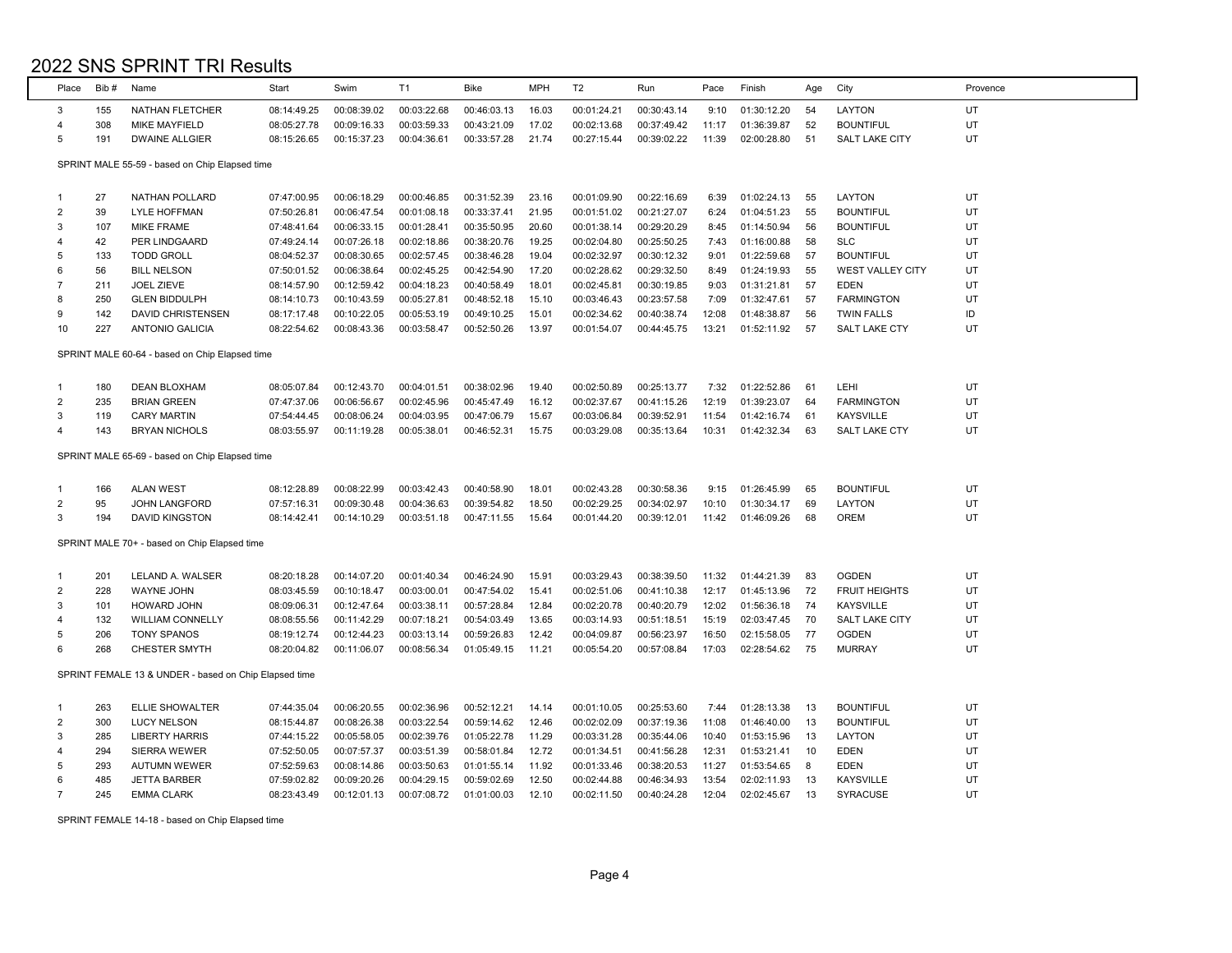# 2022 SNS SPRINT TRI Results

| Place | Bib # | Name | Start | Swim | T1 | Bike | MPH | T2 | Run | Pace | Finish | Age | City | Provence |
|---|---|---|---|---|---|---|---|---|---|---|---|---|---|---|
| 3 | 155 | NATHAN FLETCHER | 08:14:49.25 | 00:08:39.02 | 00:03:22.68 | 00:46:03.13 | 16.03 | 00:01:24.21 | 00:30:43.14 | 9:10 | 01:30:12.20 | 54 | LAYTON | UT |
| 4 | 308 | MIKE MAYFIELD | 08:05:27.78 | 00:09:16.33 | 00:03:59.33 | 00:43:21.09 | 17.02 | 00:02:13.68 | 00:37:49.42 | 11:17 | 01:36:39.87 | 52 | BOUNTIFUL | UT |
| 5 | 191 | DWAINE ALLGIER | 08:15:26.65 | 00:15:37.23 | 00:04:36.61 | 00:33:57.28 | 21.74 | 00:27:15.44 | 00:39:02.22 | 11:39 | 02:00:28.80 | 51 | SALT LAKE CITY | UT |
| SPRINT MALE 55-59 - based on Chip Elapsed time | | | | | | | | | | | | | | |
| 1 | 27 | NATHAN POLLARD | 07:47:00.95 | 00:06:18.29 | 00:00:46.85 | 00:31:52.39 | 23.16 | 00:01:09.90 | 00:22:16.69 | 6:39 | 01:02:24.13 | 55 | LAYTON | UT |
| 2 | 39 | LYLE HOFFMAN | 07:50:26.81 | 00:06:47.54 | 00:01:08.18 | 00:33:37.41 | 21.95 | 00:01:51.02 | 00:21:27.07 | 6:24 | 01:04:51.23 | 55 | BOUNTIFUL | UT |
| 3 | 107 | MIKE FRAME | 07:48:41.64 | 00:06:33.15 | 00:01:28.41 | 00:35:50.95 | 20.60 | 00:01:38.14 | 00:29:20.29 | 8:45 | 01:14:50.94 | 56 | BOUNTIFUL | UT |
| 4 | 42 | PER LINDGAARD | 07:49:24.14 | 00:07:26.18 | 00:02:18.86 | 00:38:20.76 | 19.25 | 00:02:04.80 | 00:25:50.25 | 7:43 | 01:16:00.88 | 58 | SLC | UT |
| 5 | 133 | TODD GROLL | 08:04:52.37 | 00:08:30.65 | 00:02:57.45 | 00:38:46.28 | 19.04 | 00:02:32.97 | 00:30:12.32 | 9:01 | 01:22:59.68 | 57 | BOUNTIFUL | UT |
| 6 | 56 | BILL NELSON | 07:50:01.52 | 00:06:38.64 | 00:02:45.25 | 00:42:54.90 | 17.20 | 00:02:28.62 | 00:29:32.50 | 8:49 | 01:24:19.93 | 55 | WEST VALLEY CITY | UT |
| 7 | 211 | JOEL ZIEVE | 08:14:57.90 | 00:12:59.42 | 00:04:18.23 | 00:40:58.49 | 18.01 | 00:02:45.81 | 00:30:19.85 | 9:03 | 01:31:21.81 | 57 | EDEN | UT |
| 8 | 250 | GLEN BIDDULPH | 08:14:10.73 | 00:10:43.59 | 00:05:27.81 | 00:48:52.18 | 15.10 | 00:03:46.43 | 00:23:57.58 | 7:09 | 01:32:47.61 | 57 | FARMINGTON | UT |
| 9 | 142 | DAVID CHRISTENSEN | 08:17:17.48 | 00:10:22.05 | 00:05:53.19 | 00:49:10.25 | 15.01 | 00:02:34.62 | 00:40:38.74 | 12:08 | 01:48:38.87 | 56 | TWIN FALLS | ID |
| 10 | 227 | ANTONIO GALICIA | 08:22:54.62 | 00:08:43.36 | 00:03:58.47 | 00:52:50.26 | 13.97 | 00:01:54.07 | 00:44:45.75 | 13:21 | 01:52:11.92 | 57 | SALT LAKE CTY | UT |
| SPRINT MALE 60-64 - based on Chip Elapsed time | | | | | | | | | | | | | | |
| 1 | 180 | DEAN BLOXHAM | 08:05:07.84 | 00:12:43.70 | 00:04:01.51 | 00:38:02.96 | 19.40 | 00:02:50.89 | 00:25:13.77 | 7:32 | 01:22:52.86 | 61 | LEHI | UT |
| 2 | 235 | BRIAN GREEN | 07:47:37.06 | 00:06:56.67 | 00:02:45.96 | 00:45:47.49 | 16.12 | 00:02:37.67 | 00:41:15.26 | 12:19 | 01:39:23.07 | 64 | FARMINGTON | UT |
| 3 | 119 | CARY MARTIN | 07:54:44.45 | 00:08:06.24 | 00:04:03.95 | 00:47:06.79 | 15.67 | 00:03:06.84 | 00:39:52.91 | 11:54 | 01:42:16.74 | 61 | KAYSVILLE | UT |
| 4 | 143 | BRYAN NICHOLS | 08:03:55.97 | 00:11:19.28 | 00:05:38.01 | 00:46:52.31 | 15.75 | 00:03:29.08 | 00:35:13.64 | 10:31 | 01:42:32.34 | 63 | SALT LAKE CTY | UT |
| SPRINT MALE 65-69 - based on Chip Elapsed time | | | | | | | | | | | | | | |
| 1 | 166 | ALAN WEST | 08:12:28.89 | 00:08:22.99 | 00:03:42.43 | 00:40:58.90 | 18.01 | 00:02:43.28 | 00:30:58.36 | 9:15 | 01:26:45.99 | 65 | BOUNTIFUL | UT |
| 2 | 95 | JOHN LANGFORD | 07:57:16.31 | 00:09:30.48 | 00:04:36.63 | 00:39:54.82 | 18.50 | 00:02:29.25 | 00:34:02.97 | 10:10 | 01:30:34.17 | 69 | LAYTON | UT |
| 3 | 194 | DAVID KINGSTON | 08:14:42.41 | 00:14:10.29 | 00:03:51.18 | 00:47:11.55 | 15.64 | 00:01:44.20 | 00:39:12.01 | 11:42 | 01:46:09.26 | 68 | OREM | UT |
| SPRINT MALE 70+ - based on Chip Elapsed time | | | | | | | | | | | | | | |
| 1 | 201 | LELAND A. WALSER | 08:20:18.28 | 00:14:07.20 | 00:01:40.34 | 00:46:24.90 | 15.91 | 00:03:29.43 | 00:38:39.50 | 11:32 | 01:44:21.39 | 83 | OGDEN | UT |
| 2 | 228 | WAYNE JOHN | 08:03:45.59 | 00:10:18.47 | 00:03:00.01 | 00:47:54.02 | 15.41 | 00:02:51.06 | 00:41:10.38 | 12:17 | 01:45:13.96 | 72 | FRUIT HEIGHTS | UT |
| 3 | 101 | HOWARD JOHN | 08:09:06.31 | 00:12:47.64 | 00:03:38.11 | 00:57:28.84 | 12.84 | 00:02:20.78 | 00:40:20.79 | 12:02 | 01:56:36.18 | 74 | KAYSVILLE | UT |
| 4 | 132 | WILLIAM CONNELLY | 08:08:55.56 | 00:11:42.29 | 00:07:18.21 | 00:54:03.49 | 13.65 | 00:03:14.93 | 00:51:18.51 | 15:19 | 02:03:47.45 | 70 | SALT LAKE CITY | UT |
| 5 | 206 | TONY SPANOS | 08:19:12.74 | 00:12:44.23 | 00:03:13.14 | 00:59:26.83 | 12.42 | 00:04:09.87 | 00:56:23.97 | 16:50 | 02:15:58.05 | 77 | OGDEN | UT |
| 6 | 268 | CHESTER SMYTH | 08:20:04.82 | 00:11:06.07 | 00:08:56.34 | 01:05:49.15 | 11.21 | 00:05:54.20 | 00:57:08.84 | 17:03 | 02:28:54.62 | 75 | MURRAY | UT |
| SPRINT FEMALE 13 & UNDER - based on Chip Elapsed time | | | | | | | | | | | | | | |
| 1 | 263 | ELLIE SHOWALTER | 07:44:35.04 | 00:06:20.55 | 00:02:36.96 | 00:52:12.21 | 14.14 | 00:01:10.05 | 00:25:53.60 | 7:44 | 01:28:13.38 | 13 | BOUNTIFUL | UT |
| 2 | 300 | LUCY NELSON | 08:15:44.87 | 00:08:26.38 | 00:03:22.54 | 00:59:14.62 | 12.46 | 00:02:02.09 | 00:37:19.36 | 11:08 | 01:46:40.00 | 13 | BOUNTIFUL | UT |
| 3 | 285 | LIBERTY HARRIS | 07:44:15.22 | 00:05:58.05 | 00:02:39.76 | 01:05:22.78 | 11.29 | 00:03:31.28 | 00:35:44.06 | 10:40 | 01:53:15.96 | 13 | LAYTON | UT |
| 4 | 294 | SIERRA WEWER | 07:52:50.05 | 00:07:57.37 | 00:03:51.39 | 00:58:01.84 | 12.72 | 00:01:34.51 | 00:41:56.28 | 12:31 | 01:53:21.41 | 10 | EDEN | UT |
| 5 | 293 | AUTUMN WEWER | 07:52:59.63 | 00:08:14.86 | 00:03:50.63 | 01:01:55.14 | 11.92 | 00:01:33.46 | 00:38:20.53 | 11:27 | 01:53:54.65 | 8 | EDEN | UT |
| 6 | 485 | JETTA BARBER | 07:59:02.82 | 00:09:20.26 | 00:04:29.15 | 00:59:02.69 | 12.50 | 00:02:44.88 | 00:46:34.93 | 13:54 | 02:02:11.93 | 13 | KAYSVILLE | UT |
| 7 | 245 | EMMA CLARK | 08:23:43.49 | 00:12:01.13 | 00:07:08.72 | 01:01:00.03 | 12.10 | 00:02:11.50 | 00:40:24.28 | 12:04 | 02:02:45.67 | 13 | SYRACUSE | UT |

SPRINT FEMALE 14-18 - based on Chip Elapsed time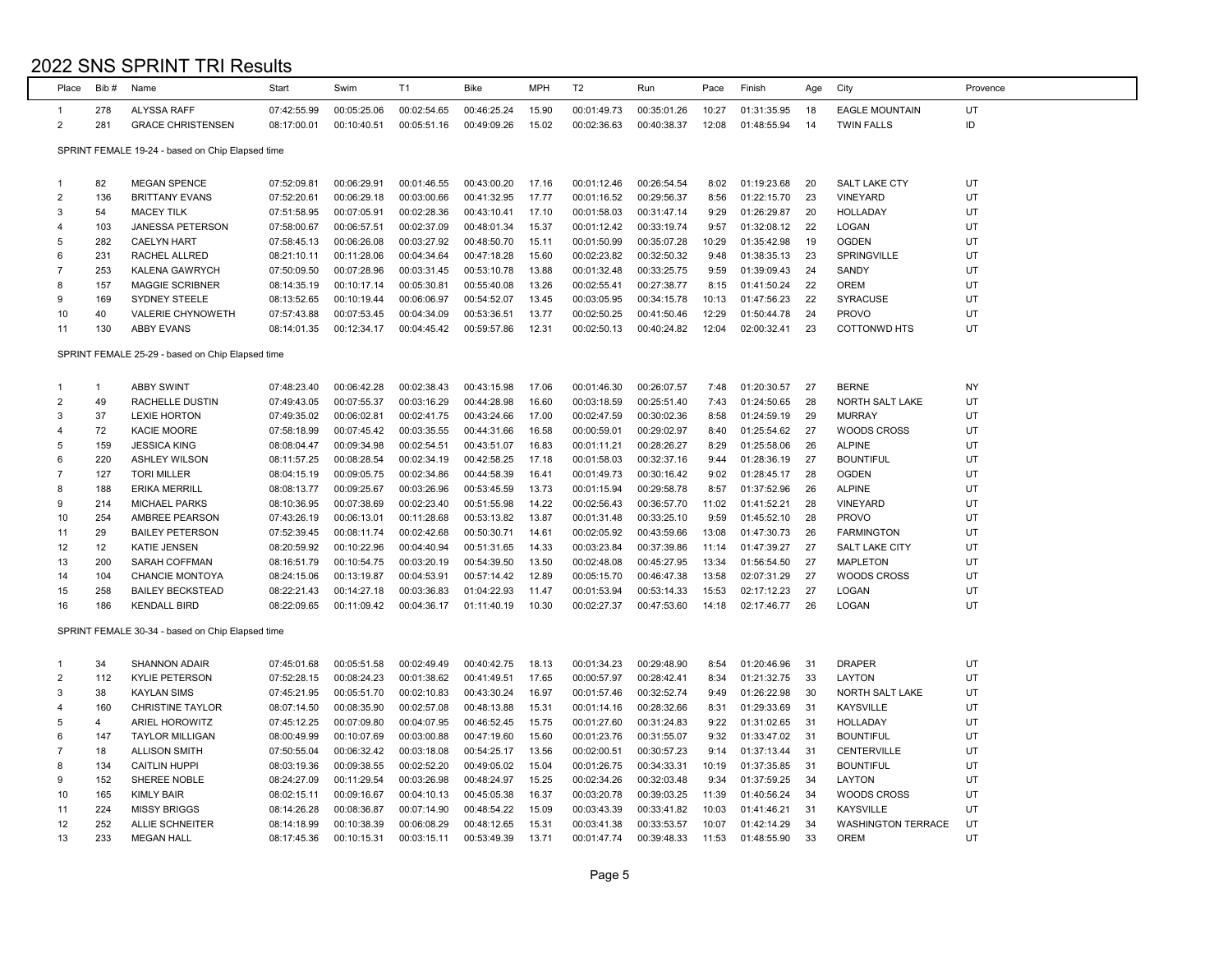## 2022 SNS SPRINT TRI Results

| Place | Bib # | Name | Start | Swim | T1 | Bike | MPH | T2 | Run | Pace | Finish | Age | City | Provence |
|---|---|---|---|---|---|---|---|---|---|---|---|---|---|---|
| 1 | 278 | ALYSSA RAFF | 07:42:55.99 | 00:05:25.06 | 00:02:54.65 | 00:46:25.24 | 15.90 | 00:01:49.73 | 00:35:01.26 | 10:27 | 01:31:35.95 | 18 | EAGLE MOUNTAIN | UT |
| 2 | 281 | GRACE CHRISTENSEN | 08:17:00.01 | 00:10:40.51 | 00:05:51.16 | 00:49:09.26 | 15.02 | 00:02:36.63 | 00:40:38.37 | 12:08 | 01:48:55.94 | 14 | TWIN FALLS | ID |

SPRINT FEMALE 19-24 - based on Chip Elapsed time

| Place | Bib # | Name | Start | Swim | T1 | Bike | MPH | T2 | Run | Pace | Finish | Age | City | Provence |
|---|---|---|---|---|---|---|---|---|---|---|---|---|---|---|
| 1 | 82 | MEGAN SPENCE | 07:52:09.81 | 00:06:29.91 | 00:01:46.55 | 00:43:00.20 | 17.16 | 00:01:12.46 | 00:26:54.54 | 8:02 | 01:19:23.68 | 20 | SALT LAKE CTY | UT |
| 2 | 136 | BRITTANY EVANS | 07:52:20.61 | 00:06:29.18 | 00:03:00.66 | 00:41:32.95 | 17.77 | 00:01:16.52 | 00:29:56.37 | 8:56 | 01:22:15.70 | 23 | VINEYARD | UT |
| 3 | 54 | MACEY TILK | 07:51:58.95 | 00:07:05.91 | 00:02:28.36 | 00:43:10.41 | 17.10 | 00:01:58.03 | 00:31:47.14 | 9:29 | 01:26:29.87 | 20 | HOLLADAY | UT |
| 4 | 103 | JANESSA PETERSON | 07:58:00.67 | 00:06:57.51 | 00:02:37.09 | 00:48:01.34 | 15.37 | 00:01:12.42 | 00:33:19.74 | 9:57 | 01:32:08.12 | 22 | LOGAN | UT |
| 5 | 282 | CAELYN HART | 07:58:45.13 | 00:06:26.08 | 00:03:27.92 | 00:48:50.70 | 15.11 | 00:01:50.99 | 00:35:07.28 | 10:29 | 01:35:42.98 | 19 | OGDEN | UT |
| 6 | 231 | RACHEL ALLRED | 08:21:10.11 | 00:11:28.06 | 00:04:34.64 | 00:47:18.28 | 15.60 | 00:02:23.82 | 00:32:50.32 | 9:48 | 01:38:35.13 | 23 | SPRINGVILLE | UT |
| 7 | 253 | KALENA GAWRYCH | 07:50:09.50 | 00:07:28.96 | 00:03:31.45 | 00:53:10.78 | 13.88 | 00:01:32.48 | 00:33:25.75 | 9:59 | 01:39:09.43 | 24 | SANDY | UT |
| 8 | 157 | MAGGIE SCRIBNER | 08:14:35.19 | 00:10:17.14 | 00:05:30.81 | 00:55:40.08 | 13.26 | 00:02:55.41 | 00:27:38.77 | 8:15 | 01:41:50.24 | 22 | OREM | UT |
| 9 | 169 | SYDNEY STEELE | 08:13:52.65 | 00:10:19.44 | 00:06:06.97 | 00:54:52.07 | 13.45 | 00:03:05.95 | 00:34:15.78 | 10:13 | 01:47:56.23 | 22 | SYRACUSE | UT |
| 10 | 40 | VALERIE CHYNOWETH | 07:57:43.88 | 00:07:53.45 | 00:04:34.09 | 00:53:36.51 | 13.77 | 00:02:50.25 | 00:41:50.46 | 12:29 | 01:50:44.78 | 24 | PROVO | UT |
| 11 | 130 | ABBY EVANS | 08:14:01.35 | 00:12:34.17 | 00:04:45.42 | 00:59:57.86 | 12.31 | 00:02:50.13 | 00:40:24.82 | 12:04 | 02:00:32.41 | 23 | COTTONWD HTS | UT |

SPRINT FEMALE 25-29 - based on Chip Elapsed time

| Place | Bib # | Name | Start | Swim | T1 | Bike | MPH | T2 | Run | Pace | Finish | Age | City | Provence |
|---|---|---|---|---|---|---|---|---|---|---|---|---|---|---|
| 1 | 1 | ABBY SWINT | 07:48:23.40 | 00:06:42.28 | 00:02:38.43 | 00:43:15.98 | 17.06 | 00:01:46.30 | 00:26:07.57 | 7:48 | 01:20:30.57 | 27 | BERNE | NY |
| 2 | 49 | RACHELLE DUSTIN | 07:49:43.05 | 00:07:55.37 | 00:03:16.29 | 00:44:28.98 | 16.60 | 00:03:18.59 | 00:25:51.40 | 7:43 | 01:24:50.65 | 28 | NORTH SALT LAKE | UT |
| 3 | 37 | LEXIE HORTON | 07:49:35.02 | 00:06:02.81 | 00:02:41.75 | 00:43:24.66 | 17.00 | 00:02:47.59 | 00:30:02.36 | 8:58 | 01:24:59.19 | 29 | MURRAY | UT |
| 4 | 72 | KACIE MOORE | 07:58:18.99 | 00:07:45.42 | 00:03:35.55 | 00:44:31.66 | 16.58 | 00:00:59.01 | 00:29:02.97 | 8:40 | 01:25:54.62 | 27 | WOODS CROSS | UT |
| 5 | 159 | JESSICA KING | 08:08:04.47 | 00:09:34.98 | 00:02:54.51 | 00:43:51.07 | 16.83 | 00:01:11.21 | 00:28:26.27 | 8:29 | 01:25:58.06 | 26 | ALPINE | UT |
| 6 | 220 | ASHLEY WILSON | 08:11:57.25 | 00:08:28.54 | 00:02:34.19 | 00:42:58.25 | 17.18 | 00:01:58.03 | 00:32:37.16 | 9:44 | 01:28:36.19 | 27 | BOUNTIFUL | UT |
| 7 | 127 | TORI MILLER | 08:04:15.19 | 00:09:05.75 | 00:02:34.86 | 00:44:58.39 | 16.41 | 00:01:49.73 | 00:30:16.42 | 9:02 | 01:28:45.17 | 28 | OGDEN | UT |
| 8 | 188 | ERIKA MERRILL | 08:08:13.77 | 00:09:25.67 | 00:03:26.96 | 00:53:45.59 | 13.73 | 00:01:15.94 | 00:29:58.78 | 8:57 | 01:37:52.96 | 26 | ALPINE | UT |
| 9 | 214 | MICHAEL PARKS | 08:10:36.95 | 00:07:38.69 | 00:02:23.40 | 00:51:55.98 | 14.22 | 00:02:56.43 | 00:36:57.70 | 11:02 | 01:41:52.21 | 28 | VINEYARD | UT |
| 10 | 254 | AMBREE PEARSON | 07:43:26.19 | 00:06:13.01 | 00:11:28.68 | 00:53:13.82 | 13.87 | 00:01:31.48 | 00:33:25.10 | 9:59 | 01:45:52.10 | 28 | PROVO | UT |
| 11 | 29 | BAILEY PETERSON | 07:52:39.45 | 00:08:11.74 | 00:02:42.68 | 00:50:30.71 | 14.61 | 00:02:05.92 | 00:43:59.66 | 13:08 | 01:47:30.73 | 26 | FARMINGTON | UT |
| 12 | 12 | KATIE JENSEN | 08:20:59.92 | 00:10:22.96 | 00:04:40.94 | 00:51:31.65 | 14.33 | 00:03:23.84 | 00:37:39.86 | 11:14 | 01:47:39.27 | 27 | SALT LAKE CITY | UT |
| 13 | 200 | SARAH COFFMAN | 08:16:51.79 | 00:10:54.75 | 00:03:20.19 | 00:54:39.50 | 13.50 | 00:02:48.08 | 00:45:27.95 | 13:34 | 01:56:54.50 | 27 | MAPLETON | UT |
| 14 | 104 | CHANCIE MONTOYA | 08:24:15.06 | 00:13:19.87 | 00:04:53.91 | 00:57:14.42 | 12.89 | 00:05:15.70 | 00:46:47.38 | 13:58 | 02:07:31.29 | 27 | WOODS CROSS | UT |
| 15 | 258 | BAILEY BECKSTEAD | 08:22:21.43 | 00:14:27.18 | 00:03:36.83 | 01:04:22.93 | 11.47 | 00:01:53.94 | 00:53:14.33 | 15:53 | 02:17:12.23 | 27 | LOGAN | UT |
| 16 | 186 | KENDALL BIRD | 08:22:09.65 | 00:11:09.42 | 00:04:36.17 | 01:11:40.19 | 10.30 | 00:02:27.37 | 00:47:53.60 | 14:18 | 02:17:46.77 | 26 | LOGAN | UT |

SPRINT FEMALE 30-34 - based on Chip Elapsed time

| Place | Bib # | Name | Start | Swim | T1 | Bike | MPH | T2 | Run | Pace | Finish | Age | City | Provence |
|---|---|---|---|---|---|---|---|---|---|---|---|---|---|---|
| 1 | 34 | SHANNON ADAIR | 07:45:01.68 | 00:05:51.58 | 00:02:49.49 | 00:40:42.75 | 18.13 | 00:01:34.23 | 00:29:48.90 | 8:54 | 01:20:46.96 | 31 | DRAPER | UT |
| 2 | 112 | KYLIE PETERSON | 07:52:28.15 | 00:08:24.23 | 00:01:38.62 | 00:41:49.51 | 17.65 | 00:00:57.97 | 00:28:42.41 | 8:34 | 01:21:32.75 | 33 | LAYTON | UT |
| 3 | 38 | KAYLAN SIMS | 07:45:21.95 | 00:05:51.70 | 00:02:10.83 | 00:43:30.24 | 16.97 | 00:01:57.46 | 00:32:52.74 | 9:49 | 01:26:22.98 | 30 | NORTH SALT LAKE | UT |
| 4 | 160 | CHRISTINE TAYLOR | 08:07:14.50 | 00:08:35.90 | 00:02:57.08 | 00:48:13.88 | 15.31 | 00:01:14.16 | 00:28:32.66 | 8:31 | 01:29:33.69 | 31 | KAYSVILLE | UT |
| 5 | 4 | ARIEL HOROWITZ | 07:45:12.25 | 00:07:09.80 | 00:04:07.95 | 00:46:52.45 | 15.75 | 00:01:27.60 | 00:31:24.83 | 9:22 | 01:31:02.65 | 31 | HOLLADAY | UT |
| 6 | 147 | TAYLOR MILLIGAN | 08:00:49.99 | 00:10:07.69 | 00:03:00.88 | 00:47:19.60 | 15.60 | 00:01:23.76 | 00:31:55.07 | 9:32 | 01:33:47.02 | 31 | BOUNTIFUL | UT |
| 7 | 18 | ALLISON SMITH | 07:50:55.04 | 00:06:32.42 | 00:03:18.08 | 00:54:25.17 | 13.56 | 00:02:00.51 | 00:30:57.23 | 9:14 | 01:37:13.44 | 31 | CENTERVILLE | UT |
| 8 | 134 | CAITLIN HUPPI | 08:03:19.36 | 00:09:38.55 | 00:02:52.20 | 00:49:05.02 | 15.04 | 00:01:26.75 | 00:34:33.31 | 10:19 | 01:37:35.85 | 31 | BOUNTIFUL | UT |
| 9 | 152 | SHEREE NOBLE | 08:24:27.09 | 00:11:29.54 | 00:03:26.98 | 00:48:24.97 | 15.25 | 00:02:34.26 | 00:32:03.48 | 9:34 | 01:37:59.25 | 34 | LAYTON | UT |
| 10 | 165 | KIMLY BAIR | 08:02:15.11 | 00:09:16.67 | 00:04:10.13 | 00:45:05.38 | 16.37 | 00:03:20.78 | 00:39:03.25 | 11:39 | 01:40:56.24 | 34 | WOODS CROSS | UT |
| 11 | 224 | MISSY BRIGGS | 08:14:26.28 | 00:08:36.87 | 00:07:14.90 | 00:48:54.22 | 15.09 | 00:03:43.39 | 00:33:41.82 | 10:03 | 01:41:46.21 | 31 | KAYSVILLE | UT |
| 12 | 252 | ALLIE SCHNEITER | 08:14:18.99 | 00:10:38.39 | 00:06:08.29 | 00:48:12.65 | 15.31 | 00:03:41.38 | 00:33:53.57 | 10:07 | 01:42:14.29 | 34 | WASHINGTON TERRACE | UT |
| 13 | 233 | MEGAN HALL | 08:17:45.36 | 00:10:15.31 | 00:03:15.11 | 00:53:49.39 | 13.71 | 00:01:47.74 | 00:39:48.33 | 11:53 | 01:48:55.90 | 33 | OREM | UT |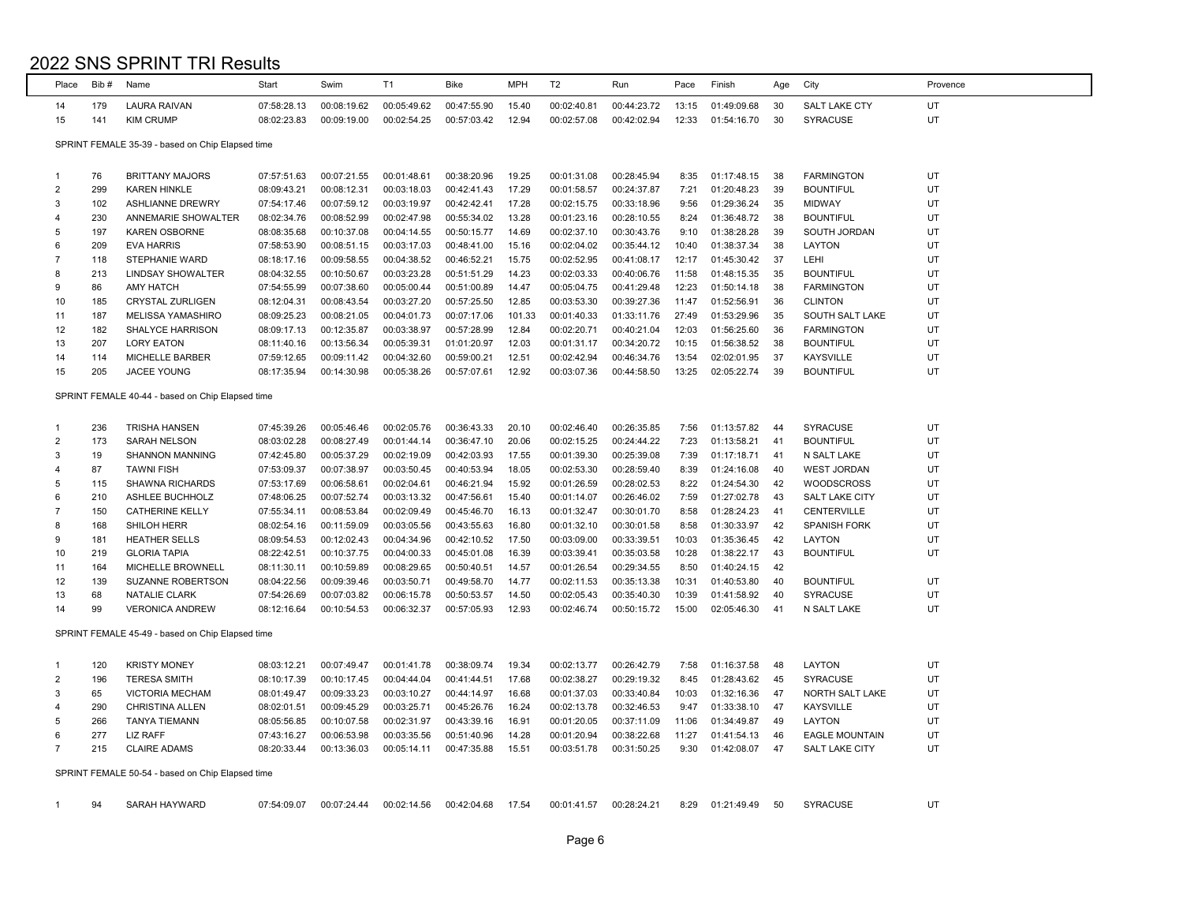# 2022 SNS SPRINT TRI Results

| Place | Bib # | Name | Start | Swim | T1 | Bike | MPH | T2 | Run | Pace | Finish | Age | City | Provence |
|---|---|---|---|---|---|---|---|---|---|---|---|---|---|---|
| 14 | 179 | LAURA RAIVAN | 07:58:28.13 | 00:08:19.62 | 00:05:49.62 | 00:47:55.90 | 15.40 | 00:02:40.81 | 00:44:23.72 | 13:15 | 01:49:09.68 | 30 | SALT LAKE CTY | UT |
| 15 | 141 | KIM CRUMP | 08:02:23.83 | 00:09:19.00 | 00:02:54.25 | 00:57:03.42 | 12.94 | 00:02:57.08 | 00:42:02.94 | 12:33 | 01:54:16.70 | 30 | SYRACUSE | UT |

SPRINT FEMALE 35-39 - based on Chip Elapsed time

| Place | Bib # | Name | Start | Swim | T1 | Bike | MPH | T2 | Run | Pace | Finish | Age | City | Provence |
|---|---|---|---|---|---|---|---|---|---|---|---|---|---|---|
| 1 | 76 | BRITTANY MAJORS | 07:57:51.63 | 00:07:21.55 | 00:01:48.61 | 00:38:20.96 | 19.25 | 00:01:31.08 | 00:28:45.94 | 8:35 | 01:17:48.15 | 38 | FARMINGTON | UT |
| 2 | 299 | KAREN HINKLE | 08:09:43.21 | 00:08:12.31 | 00:03:18.03 | 00:42:41.43 | 17.29 | 00:01:58.57 | 00:24:37.87 | 7:21 | 01:20:48.23 | 39 | BOUNTIFUL | UT |
| 3 | 102 | ASHLIANNE DREWRY | 07:54:17.46 | 00:07:59.12 | 00:03:19.97 | 00:42:42.41 | 17.28 | 00:02:15.75 | 00:33:18.96 | 9:56 | 01:29:36.24 | 35 | MIDWAY | UT |
| 4 | 230 | ANNEMARIE SHOWALTER | 08:02:34.76 | 00:08:52.99 | 00:02:47.98 | 00:55:34.02 | 13.28 | 00:01:23.16 | 00:28:10.55 | 8:24 | 01:36:48.72 | 38 | BOUNTIFUL | UT |
| 5 | 197 | KAREN OSBORNE | 08:08:35.68 | 00:10:37.08 | 00:04:14.55 | 00:50:15.77 | 14.69 | 00:02:37.10 | 00:30:43.76 | 9:10 | 01:38:28.28 | 39 | SOUTH JORDAN | UT |
| 6 | 209 | EVA HARRIS | 07:58:53.90 | 00:08:51.15 | 00:03:17.03 | 00:48:41.00 | 15.16 | 00:02:04.02 | 00:35:44.12 | 10:40 | 01:38:37.34 | 38 | LAYTON | UT |
| 7 | 118 | STEPHANIE WARD | 08:18:17.16 | 00:09:58.55 | 00:04:38.52 | 00:46:52.21 | 15.75 | 00:02:52.95 | 00:41:08.17 | 12:17 | 01:45:30.42 | 37 | LEHI | UT |
| 8 | 213 | LINDSAY SHOWALTER | 08:04:32.55 | 00:10:50.67 | 00:03:23.28 | 00:51:51.29 | 14.23 | 00:02:03.33 | 00:40:06.76 | 11:58 | 01:48:15.35 | 35 | BOUNTIFUL | UT |
| 9 | 86 | AMY HATCH | 07:54:55.99 | 00:07:38.60 | 00:05:00.44 | 00:51:00.89 | 14.47 | 00:05:04.75 | 00:41:29.48 | 12:23 | 01:50:14.18 | 38 | FARMINGTON | UT |
| 10 | 185 | CRYSTAL ZURLIGEN | 08:12:04.31 | 00:08:43.54 | 00:03:27.20 | 00:57:25.50 | 12.85 | 00:03:53.30 | 00:39:27.36 | 11:47 | 01:52:56.91 | 36 | CLINTON | UT |
| 11 | 187 | MELISSA YAMASHIRO | 08:09:25.23 | 00:08:21.05 | 00:04:01.73 | 00:07:17.06 | 101.33 | 00:01:40.33 | 01:33:11.76 | 27:49 | 01:53:29.96 | 35 | SOUTH SALT LAKE | UT |
| 12 | 182 | SHALYCE HARRISON | 08:09:17.13 | 00:12:35.87 | 00:03:38.97 | 00:57:28.99 | 12.84 | 00:02:20.71 | 00:40:21.04 | 12:03 | 01:56:25.60 | 36 | FARMINGTON | UT |
| 13 | 207 | LORY EATON | 08:11:40.16 | 00:13:56.34 | 00:05:39.31 | 01:01:20.97 | 12.03 | 00:01:31.17 | 00:34:20.72 | 10:15 | 01:56:38.52 | 38 | BOUNTIFUL | UT |
| 14 | 114 | MICHELLE BARBER | 07:59:12.65 | 00:09:11.42 | 00:04:32.60 | 00:59:00.21 | 12.51 | 00:02:42.94 | 00:46:34.76 | 13:54 | 02:02:01.95 | 37 | KAYSVILLE | UT |
| 15 | 205 | JACEE YOUNG | 08:17:35.94 | 00:14:30.98 | 00:05:38.26 | 00:57:07.61 | 12.92 | 00:03:07.36 | 00:44:58.50 | 13:25 | 02:05:22.74 | 39 | BOUNTIFUL | UT |

SPRINT FEMALE 40-44 - based on Chip Elapsed time

| Place | Bib # | Name | Start | Swim | T1 | Bike | MPH | T2 | Run | Pace | Finish | Age | City | Provence |
|---|---|---|---|---|---|---|---|---|---|---|---|---|---|---|
| 1 | 236 | TRISHA HANSEN | 07:45:39.26 | 00:05:46.46 | 00:02:05.76 | 00:36:43.33 | 20.10 | 00:02:46.40 | 00:26:35.85 | 7:56 | 01:13:57.82 | 44 | SYRACUSE | UT |
| 2 | 173 | SARAH NELSON | 08:03:02.28 | 00:08:27.49 | 00:01:44.14 | 00:36:47.10 | 20.06 | 00:02:15.25 | 00:24:44.22 | 7:23 | 01:13:58.21 | 41 | BOUNTIFUL | UT |
| 3 | 19 | SHANNON MANNING | 07:42:45.80 | 00:05:37.29 | 00:02:19.09 | 00:42:03.93 | 17.55 | 00:01:39.30 | 00:25:39.08 | 7:39 | 01:17:18.71 | 41 | N SALT LAKE | UT |
| 4 | 87 | TAWNI FISH | 07:53:09.37 | 00:07:38.97 | 00:03:50.45 | 00:40:53.94 | 18.05 | 00:02:53.30 | 00:28:59.40 | 8:39 | 01:24:16.08 | 40 | WEST JORDAN | UT |
| 5 | 115 | SHAWNA RICHARDS | 07:53:17.69 | 00:06:58.61 | 00:02:04.61 | 00:46:21.94 | 15.92 | 00:01:26.59 | 00:28:02.53 | 8:22 | 01:24:54.30 | 42 | WOODSCROSS | UT |
| 6 | 210 | ASHLEE BUCHHOLZ | 07:48:06.25 | 00:07:52.74 | 00:03:13.32 | 00:47:56.61 | 15.40 | 00:01:14.07 | 00:26:46.02 | 7:59 | 01:27:02.78 | 43 | SALT LAKE CITY | UT |
| 7 | 150 | CATHERINE KELLY | 07:55:34.11 | 00:08:53.84 | 00:02:09.49 | 00:45:46.70 | 16.13 | 00:01:32.47 | 00:30:01.70 | 8:58 | 01:28:24.23 | 41 | CENTERVILLE | UT |
| 8 | 168 | SHILOH HERR | 08:02:54.16 | 00:11:59.09 | 00:03:05.56 | 00:43:55.63 | 16.80 | 00:01:32.10 | 00:30:01.58 | 8:58 | 01:30:33.97 | 42 | SPANISH FORK | UT |
| 9 | 181 | HEATHER SELLS | 08:09:54.53 | 00:12:02.43 | 00:04:34.96 | 00:42:10.52 | 17.50 | 00:03:09.00 | 00:33:39.51 | 10:03 | 01:35:36.45 | 42 | LAYTON | UT |
| 10 | 219 | GLORIA TAPIA | 08:22:42.51 | 00:10:37.75 | 00:04:00.33 | 00:45:01.08 | 16.39 | 00:03:39.41 | 00:35:03.58 | 10:28 | 01:38:22.17 | 43 | BOUNTIFUL | UT |
| 11 | 164 | MICHELLE BROWNELL | 08:11:30.11 | 00:10:59.89 | 00:08:29.65 | 00:50:40.51 | 14.57 | 00:01:26.54 | 00:29:34.55 | 8:50 | 01:40:24.15 | 42 | | |
| 12 | 139 | SUZANNE ROBERTSON | 08:04:22.56 | 00:09:39.46 | 00:03:50.71 | 00:49:58.70 | 14.77 | 00:02:11.53 | 00:35:13.38 | 10:31 | 01:40:53.80 | 40 | BOUNTIFUL | UT |
| 13 | 68 | NATALIE CLARK | 07:54:26.69 | 00:07:03.82 | 00:06:15.78 | 00:50:53.57 | 14.50 | 00:02:05.43 | 00:35:40.30 | 10:39 | 01:41:58.92 | 40 | SYRACUSE | UT |
| 14 | 99 | VERONICA ANDREW | 08:12:16.64 | 00:10:54.53 | 00:06:32.37 | 00:57:05.93 | 12.93 | 00:02:46.74 | 00:50:15.72 | 15:00 | 02:05:46.30 | 41 | N SALT LAKE | UT |

SPRINT FEMALE 45-49 - based on Chip Elapsed time

| Place | Bib # | Name | Start | Swim | T1 | Bike | MPH | T2 | Run | Pace | Finish | Age | City | Provence |
|---|---|---|---|---|---|---|---|---|---|---|---|---|---|---|
| 1 | 120 | KRISTY MONEY | 08:03:12.21 | 00:07:49.47 | 00:01:41.78 | 00:38:09.74 | 19.34 | 00:02:13.77 | 00:26:42.79 | 7:58 | 01:16:37.58 | 48 | LAYTON | UT |
| 2 | 196 | TERESA SMITH | 08:10:17.39 | 00:10:17.45 | 00:04:44.04 | 00:41:44.51 | 17.68 | 00:02:38.27 | 00:29:19.32 | 8:45 | 01:28:43.62 | 45 | SYRACUSE | UT |
| 3 | 65 | VICTORIA MECHAM | 08:01:49.47 | 00:09:33.23 | 00:03:10.27 | 00:44:14.97 | 16.68 | 00:01:37.03 | 00:33:40.84 | 10:03 | 01:32:16.36 | 47 | NORTH SALT LAKE | UT |
| 4 | 290 | CHRISTINA ALLEN | 08:02:01.51 | 00:09:45.29 | 00:03:25.71 | 00:45:26.76 | 16.24 | 00:02:13.78 | 00:32:46.53 | 9:47 | 01:33:38.10 | 47 | KAYSVILLE | UT |
| 5 | 266 | TANYA TIEMANN | 08:05:56.85 | 00:10:07.58 | 00:02:31.97 | 00:43:39.16 | 16.91 | 00:01:20.05 | 00:37:11.09 | 11:06 | 01:34:49.87 | 49 | LAYTON | UT |
| 6 | 277 | LIZ RAFF | 07:43:16.27 | 00:06:53.98 | 00:03:35.56 | 00:51:40.96 | 14.28 | 00:01:20.94 | 00:38:22.68 | 11:27 | 01:41:54.13 | 46 | EAGLE MOUNTAIN | UT |
| 7 | 215 | CLAIRE ADAMS | 08:20:33.44 | 00:13:36.03 | 00:05:14.11 | 00:47:35.88 | 15.51 | 00:03:51.78 | 00:31:50.25 | 9:30 | 01:42:08.07 | 47 | SALT LAKE CITY | UT |

SPRINT FEMALE 50-54 - based on Chip Elapsed time

| Place | Bib # | Name | Start | Swim | T1 | Bike | MPH | T2 | Run | Pace | Finish | Age | City | Provence |
|---|---|---|---|---|---|---|---|---|---|---|---|---|---|---|
| 1 | 94 | SARAH HAYWARD | 07:54:09.07 | 00:07:24.44 | 00:02:14.56 | 00:42:04.68 | 17.54 | 00:01:41.57 | 00:28:24.21 | 8:29 | 01:21:49.49 | 50 | SYRACUSE | UT |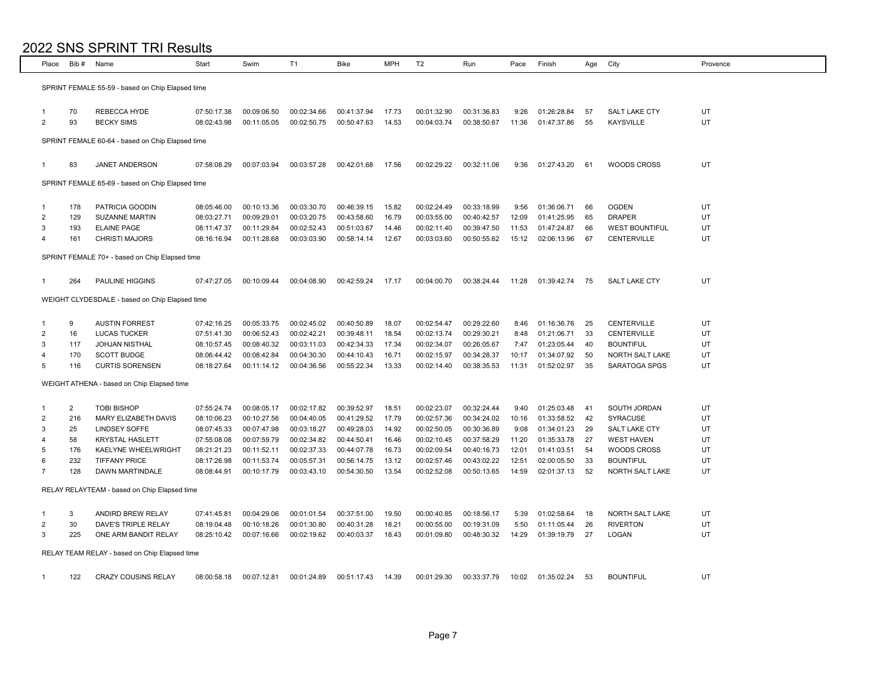# 2022 SNS SPRINT TRI Results

| Place | Bib # | Name | Start | Swim | T1 | Bike | MPH | T2 | Run | Pace | Finish | Age | City | Provence |
|---|---|---|---|---|---|---|---|---|---|---|---|---|---|---|
| SPRINT FEMALE 55-59 - based on Chip Elapsed time | | | | | | | | | | | | | | |
| 1 | 70 | REBECCA HYDE | 07:50:17.38 | 00:09:06.50 | 00:02:34.66 | 00:41:37.94 | 17.73 | 00:01:32.90 | 00:31:36.83 | 9:26 | 01:26:28.84 | 57 | SALT LAKE CTY | UT |
| 2 | 93 | BECKY SIMS | 08:02:43.98 | 00:11:05.05 | 00:02:50.75 | 00:50:47.63 | 14.53 | 00:04:03.74 | 00:38:50.67 | 11:36 | 01:47:37.86 | 55 | KAYSVILLE | UT |
| SPRINT FEMALE 60-64 - based on Chip Elapsed time | | | | | | | | | | | | | | |
| 1 | 83 | JANET ANDERSON | 07:58:08.29 | 00:07:03.94 | 00:03:57.28 | 00:42:01.68 | 17.56 | 00:02:29.22 | 00:32:11.06 | 9:36 | 01:27:43.20 | 61 | WOODS CROSS | UT |
| SPRINT FEMALE 65-69 - based on Chip Elapsed time | | | | | | | | | | | | | | |
| 1 | 178 | PATRICIA GOODIN | 08:05:46.00 | 00:10:13.36 | 00:03:30.70 | 00:46:39.15 | 15.82 | 00:02:24.49 | 00:33:18.99 | 9:56 | 01:36:06.71 | 66 | OGDEN | UT |
| 2 | 129 | SUZANNE MARTIN | 08:03:27.71 | 00:09:29.01 | 00:03:20.75 | 00:43:58.60 | 16.79 | 00:03:55.00 | 00:40:42.57 | 12:09 | 01:41:25.95 | 65 | DRAPER | UT |
| 3 | 193 | ELAINE PAGE | 08:11:47.37 | 00:11:29.84 | 00:02:52.43 | 00:51:03.67 | 14.46 | 00:02:11.40 | 00:39:47.50 | 11:53 | 01:47:24.87 | 66 | WEST BOUNTIFUL | UT |
| 4 | 161 | CHRISTI MAJORS | 08:16:16.94 | 00:11:28.68 | 00:03:03.90 | 00:58:14.14 | 12.67 | 00:03:03.60 | 00:50:55.62 | 15:12 | 02:06:13.96 | 67 | CENTERVILLE | UT |
| SPRINT FEMALE 70+ - based on Chip Elapsed time | | | | | | | | | | | | | | |
| 1 | 264 | PAULINE HIGGINS | 07:47:27.05 | 00:10:09.44 | 00:04:08.90 | 00:42:59.24 | 17.17 | 00:04:00.70 | 00:38:24.44 | 11:28 | 01:39:42.74 | 75 | SALT LAKE CTY | UT |
| WEIGHT CLYDESDALE - based on Chip Elapsed time | | | | | | | | | | | | | | |
| 1 | 9 | AUSTIN FORREST | 07:42:16.25 | 00:05:33.75 | 00:02:45.02 | 00:40:50.89 | 18.07 | 00:02:54.47 | 00:29:22.60 | 8:46 | 01:16:36.76 | 25 | CENTERVILLE | UT |
| 2 | 16 | LUCAS TUCKER | 07:51:41.30 | 00:06:52.43 | 00:02:42.21 | 00:39:48.11 | 18.54 | 00:02:13.74 | 00:29:30.21 | 8:48 | 01:21:06.71 | 33 | CENTERVILLE | UT |
| 3 | 117 | JOHJAN NISTHAL | 08:10:57.45 | 00:08:40.32 | 00:03:11.03 | 00:42:34.33 | 17.34 | 00:02:34.07 | 00:26:05.67 | 7:47 | 01:23:05.44 | 40 | BOUNTIFUL | UT |
| 4 | 170 | SCOTT BUDGE | 08:06:44.42 | 00:08:42.84 | 00:04:30.30 | 00:44:10.43 | 16.71 | 00:02:15.97 | 00:34:28.37 | 10:17 | 01:34:07.92 | 50 | NORTH SALT LAKE | UT |
| 5 | 116 | CURTIS SORENSEN | 08:18:27.64 | 00:11:14.12 | 00:04:36.56 | 00:55:22.34 | 13.33 | 00:02:14.40 | 00:38:35.53 | 11:31 | 01:52:02.97 | 35 | SARATOGA SPGS | UT |
| WEIGHT ATHENA - based on Chip Elapsed time | | | | | | | | | | | | | | |
| 1 | 2 | TOBI BISHOP | 07:55:24.74 | 00:08:05.17 | 00:02:17.82 | 00:39:52.97 | 18.51 | 00:02:23.07 | 00:32:24.44 | 9:40 | 01:25:03.48 | 41 | SOUTH JORDAN | UT |
| 2 | 216 | MARY ELIZABETH DAVIS | 08:10:06.23 | 00:10:27.56 | 00:04:40.05 | 00:41:29.52 | 17.79 | 00:02:57.36 | 00:34:24.02 | 10:16 | 01:33:58.52 | 42 | SYRACUSE | UT |
| 3 | 25 | LINDSEY SOFFE | 08:07:45.33 | 00:07:47.98 | 00:03:18.27 | 00:49:28.03 | 14.92 | 00:02:50.05 | 00:30:36.89 | 9:08 | 01:34:01.23 | 29 | SALT LAKE CTY | UT |
| 4 | 58 | KRYSTAL HASLETT | 07:55:08.08 | 00:07:59.79 | 00:02:34.82 | 00:44:50.41 | 16.46 | 00:02:10.45 | 00:37:58.29 | 11:20 | 01:35:33.78 | 27 | WEST HAVEN | UT |
| 5 | 176 | KAELYNE WHEELWRIGHT | 08:21:21.23 | 00:11:52.11 | 00:02:37.33 | 00:44:07.78 | 16.73 | 00:02:09.54 | 00:40:16.73 | 12:01 | 01:41:03.51 | 54 | WOODS CROSS | UT |
| 6 | 232 | TIFFANY PRICE | 08:17:26.98 | 00:11:53.74 | 00:05:57.31 | 00:56:14.75 | 13.12 | 00:02:57.46 | 00:43:02.22 | 12:51 | 02:00:05.50 | 33 | BOUNTIFUL | UT |
| 7 | 128 | DAWN MARTINDALE | 08:08:44.91 | 00:10:17.79 | 00:03:43.10 | 00:54:30.50 | 13.54 | 00:02:52.08 | 00:50:13.65 | 14:59 | 02:01:37.13 | 52 | NORTH SALT LAKE | UT |
| RELAY RELAYTEAM - based on Chip Elapsed time | | | | | | | | | | | | | | |
| 1 | 3 | ANDIRD BREW RELAY | 07:41:45.81 | 00:04:29.06 | 00:01:01.54 | 00:37:51.00 | 19.50 | 00:00:40.85 | 00:18:56.17 | 5:39 | 01:02:58.64 | 18 | NORTH SALT LAKE | UT |
| 2 | 30 | DAVE'S TRIPLE RELAY | 08:19:04.48 | 00:10:18.26 | 00:01:30.80 | 00:40:31.28 | 18.21 | 00:00:55.00 | 00:19:31.09 | 5:50 | 01:11:05.44 | 26 | RIVERTON | UT |
| 3 | 225 | ONE ARM BANDIT RELAY | 08:25:10.42 | 00:07:16.66 | 00:02:19.62 | 00:40:03.37 | 18.43 | 00:01:09.80 | 00:48:30.32 | 14:29 | 01:39:19.79 | 27 | LOGAN | UT |
| RELAY TEAM RELAY - based on Chip Elapsed time | | | | | | | | | | | | | | |
| 1 | 122 | CRAZY COUSINS RELAY | 08:00:58.18 | 00:07:12.81 | 00:01:24.89 | 00:51:17.43 | 14.39 | 00:01:29.30 | 00:33:37.79 | 10:02 | 01:35:02.24 | 53 | BOUNTIFUL | UT |